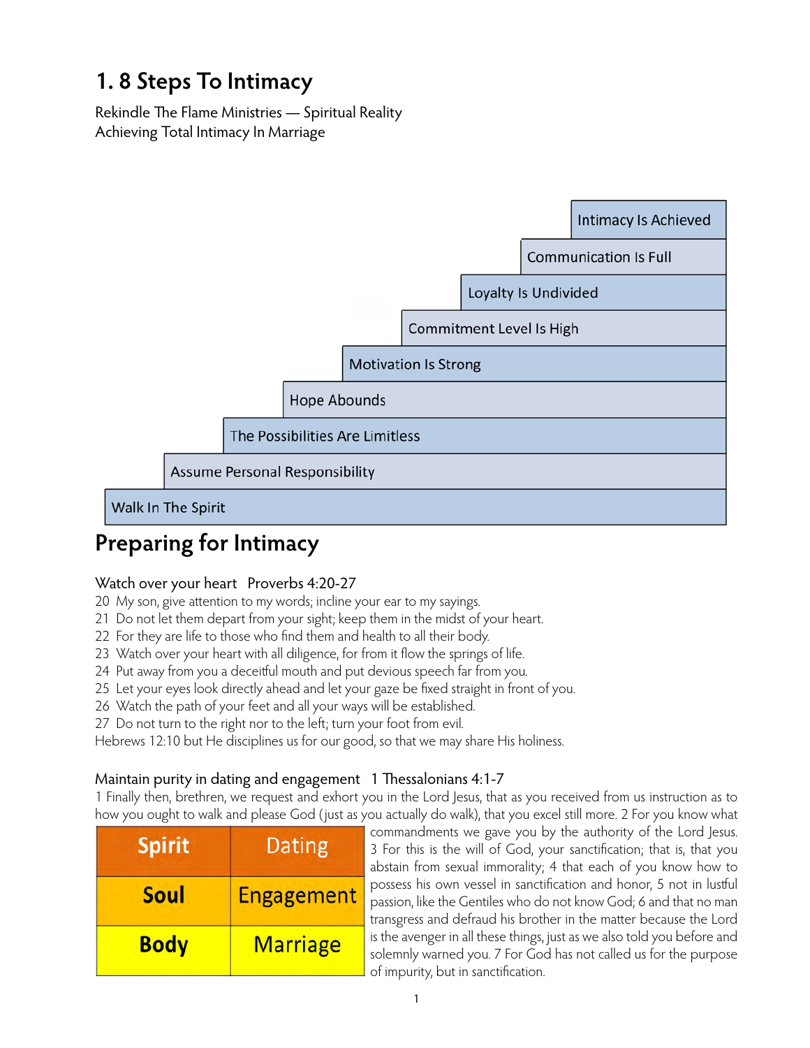# 1. 8 Steps To Intimacy

Rekindle The Flame Ministries — Spiritual Reality
Achieving Total Intimacy In Marriage

- Intimacy Is Achieved
- Communication Is Full
- Loyalty Is Undivided
- Commitment Level Is High
- Motivation Is Strong
- Hope Abounds
- The Possibilities Are Limitless
- Assume Personal Responsibility
- Walk In The Spirit

# Preparing for Intimacy

Watch over your heart  Proverbs 4:20-27

20 My son, give attention to my words; incline your ear to my sayings.
21 Do not let them depart from your sight; keep them in the midst of your heart.
22 For they are life to those who find them and health to all their body.
23 Watch over your heart with all diligence, for from it flow the springs of life.
24 Put away from you a deceitful mouth and put devious speech far from you.
25 Let your eyes look directly ahead and let your gaze be fixed straight in front of you.
26 Watch the path of your feet and all your ways will be established.
27 Do not turn to the right nor to the left; turn your foot from evil.
Hebrews 12:10 but He disciplines us for our good, so that we may share His holiness.

Maintain purity in dating and engagement  1 Thessalonians 4:1-7

1 Finally then, brethren, we request and exhort you in the Lord Jesus, that as you received from us instruction as to how you ought to walk and please God (just as you actually do walk), that you excel still more. 2 For you know what commandments we gave you by the authority of the Lord Jesus. 3 For this is the will of God, your sanctification; that is, that you abstain from sexual immorality; 4 that each of you know how to possess his own vessel in sanctification and honor, 5 not in lustful passion, like the Gentiles who do not know God; 6 and that no man transgress and defraud his brother in the matter because the Lord is the avenger in all these things, just as we also told you before and solemnly warned you. 7 For God has not called us for the purpose of impurity, but in sanctification.

| Spirit | Dating |
|---|---|
| Soul | Engagement |
| Body | Marriage |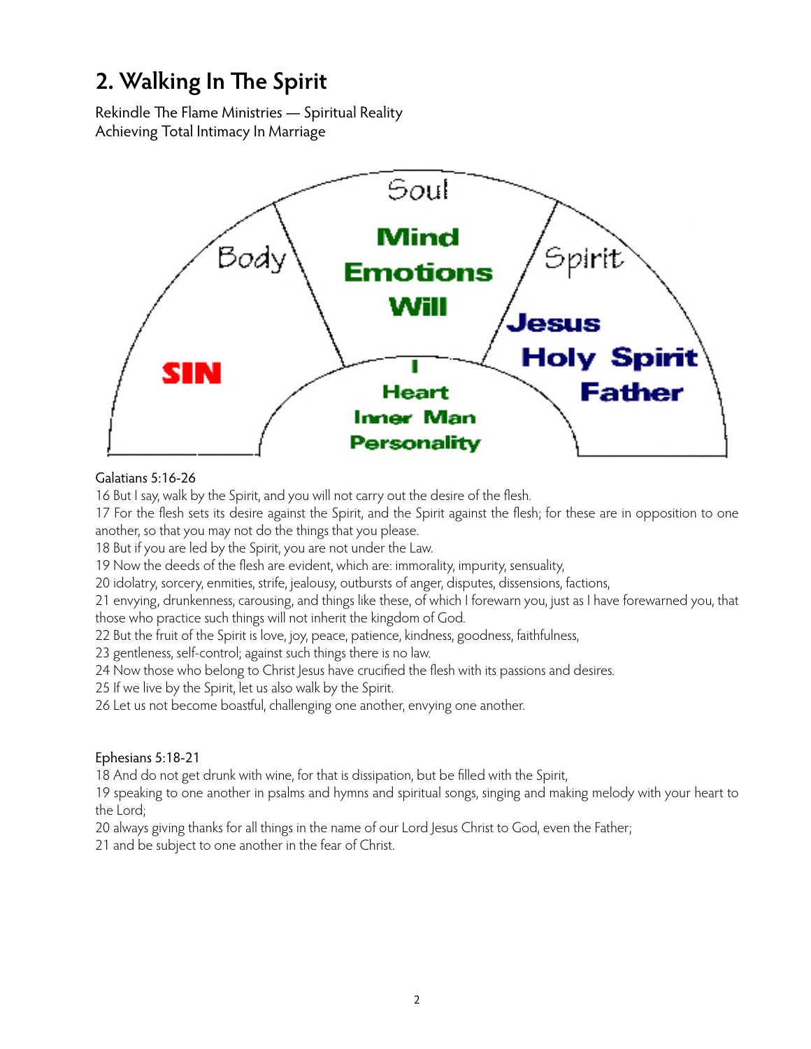# 2. Walking In The Spirit

Rekindle The Flame Ministries — Spiritual Reality
Achieving Total Intimacy In Marriage

Soul
Mind
Emotions
Will

Body
SIN

Spirit
Jesus
Holy Spirit
Father

I
Heart
Inner Man
Personality

Galatians 5:16-26

16 But I say, walk by the Spirit, and you will not carry out the desire of the flesh.
17 For the flesh sets its desire against the Spirit, and the Spirit against the flesh; for these are in opposition to one another, so that you may not do the things that you please.
18 But if you are led by the Spirit, you are not under the Law.
19 Now the deeds of the flesh are evident, which are: immorality, impurity, sensuality,
20 idolatry, sorcery, enmities, strife, jealousy, outbursts of anger, disputes, dissensions, factions,
21 envying, drunkenness, carousing, and things like these, of which I forewarn you, just as I have forewarned you, that those who practice such things will not inherit the kingdom of God.
22 But the fruit of the Spirit is love, joy, peace, patience, kindness, goodness, faithfulness,
23 gentleness, self-control; against such things there is no law.
24 Now those who belong to Christ Jesus have crucified the flesh with its passions and desires.
25 If we live by the Spirit, let us also walk by the Spirit.
26 Let us not become boastful, challenging one another, envying one another.

Ephesians 5:18-21

18 And do not get drunk with wine, for that is dissipation, but be filled with the Spirit,
19 speaking to one another in psalms and hymns and spiritual songs, singing and making melody with your heart to the Lord;
20 always giving thanks for all things in the name of our Lord Jesus Christ to God, even the Father;
21 and be subject to one another in the fear of Christ.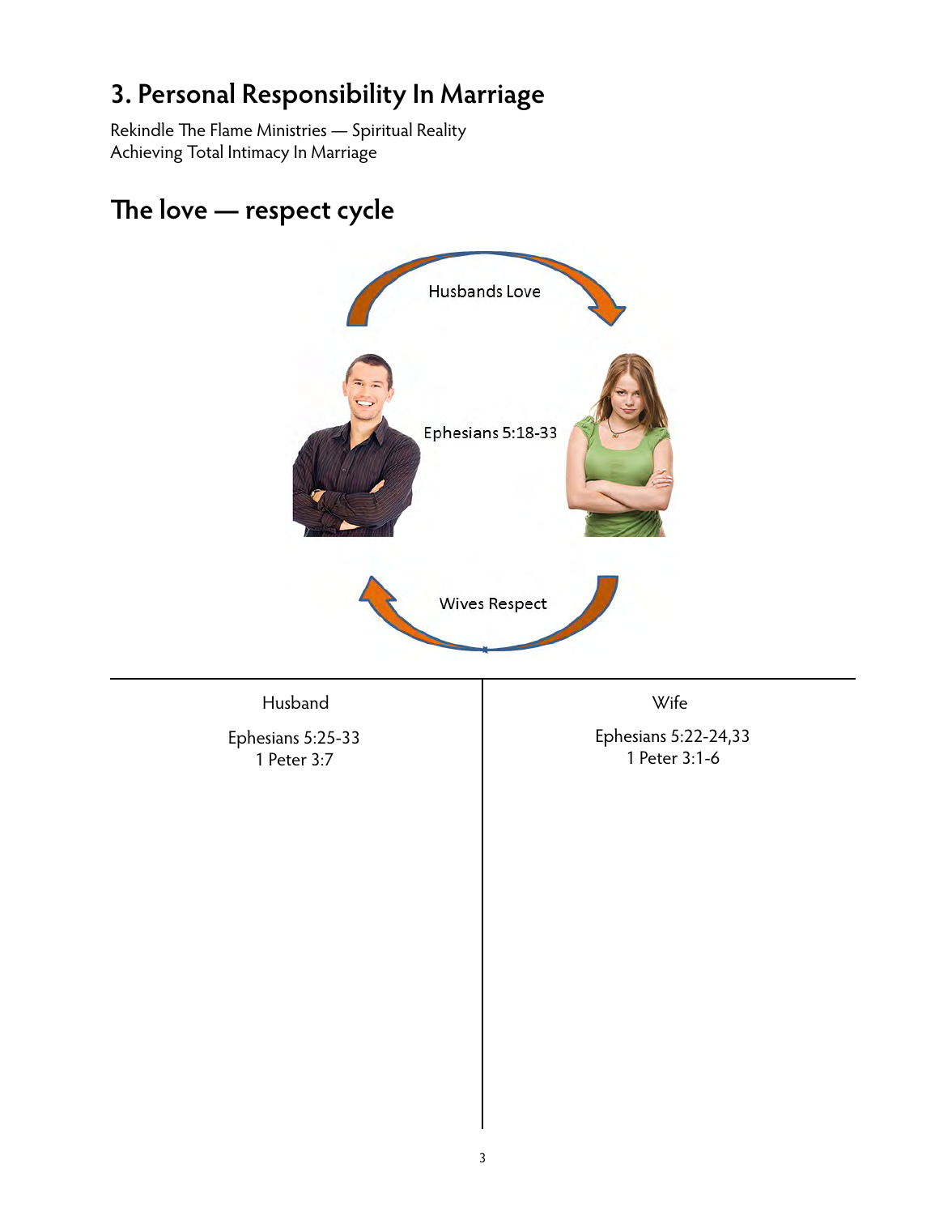# 3. Personal Responsibility In Marriage

Rekindle The Flame Ministries — Spiritual Reality
Achieving Total Intimacy In Marriage

## The love — respect cycle

Husbands Love

Ephesians 5:18-33

Wives Respect

| Husband | Wife |
| --- | --- |
| Ephesians 5:25-33<br>1 Peter 3:7 | Ephesians 5:22-24,33<br>1 Peter 3:1-6 |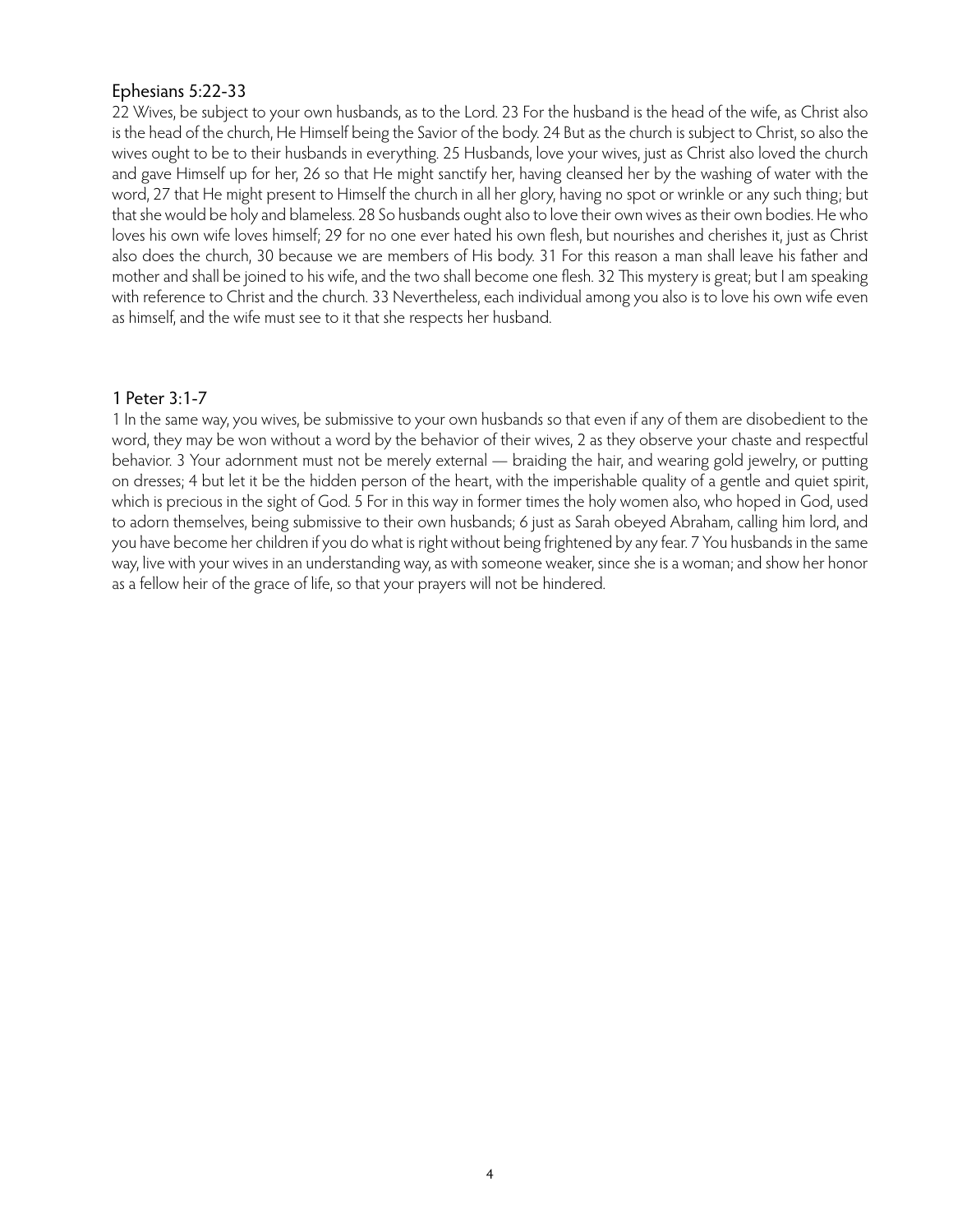## Ephesians 5:22-33

22 Wives, be subject to your own husbands, as to the Lord. 23 For the husband is the head of the wife, as Christ also is the head of the church, He Himself being the Savior of the body. 24 But as the church is subject to Christ, so also the wives ought to be to their husbands in everything. 25 Husbands, love your wives, just as Christ also loved the church and gave Himself up for her, 26 so that He might sanctify her, having cleansed her by the washing of water with the word, 27 that He might present to Himself the church in all her glory, having no spot or wrinkle or any such thing; but that she would be holy and blameless. 28 So husbands ought also to love their own wives as their own bodies. He who loves his own wife loves himself; 29 for no one ever hated his own flesh, but nourishes and cherishes it, just as Christ also does the church, 30 because we are members of His body. 31 For this reason a man shall leave his father and mother and shall be joined to his wife, and the two shall become one flesh. 32 This mystery is great; but I am speaking with reference to Christ and the church. 33 Nevertheless, each individual among you also is to love his own wife even as himself, and the wife must see to it that she respects her husband.

## 1 Peter 3:1-7

1 In the same way, you wives, be submissive to your own husbands so that even if any of them are disobedient to the word, they may be won without a word by the behavior of their wives, 2 as they observe your chaste and respectful behavior. 3 Your adornment must not be merely external — braiding the hair, and wearing gold jewelry, or putting on dresses; 4 but let it be the hidden person of the heart, with the imperishable quality of a gentle and quiet spirit, which is precious in the sight of God. 5 For in this way in former times the holy women also, who hoped in God, used to adorn themselves, being submissive to their own husbands; 6 just as Sarah obeyed Abraham, calling him lord, and you have become her children if you do what is right without being frightened by any fear. 7 You husbands in the same way, live with your wives in an understanding way, as with someone weaker, since she is a woman; and show her honor as a fellow heir of the grace of life, so that your prayers will not be hindered.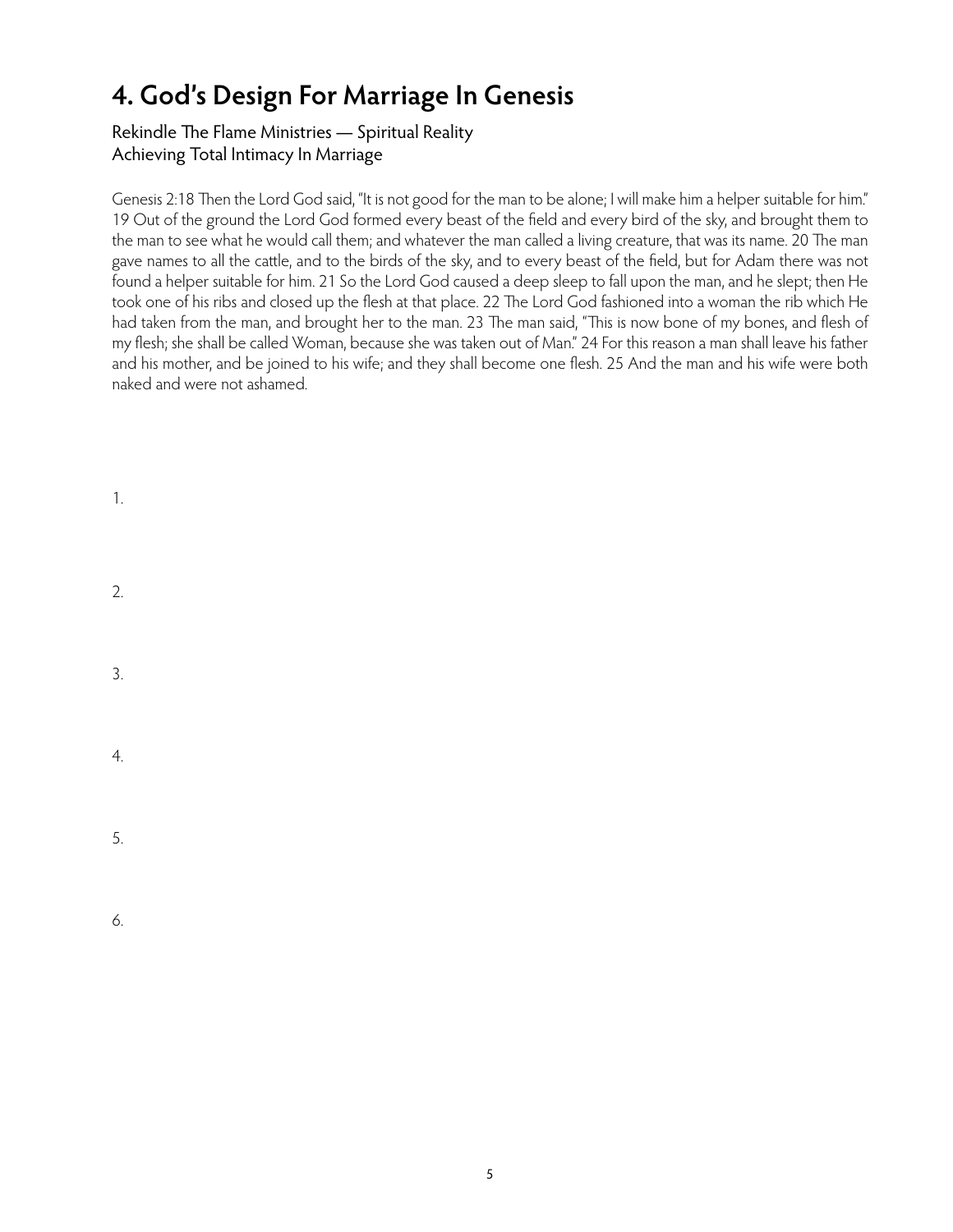# 4. God's Design For Marriage In Genesis

Rekindle The Flame Ministries — Spiritual Reality
Achieving Total Intimacy In Marriage

Genesis 2:18 Then the Lord God said, "It is not good for the man to be alone; I will make him a helper suitable for him." 19 Out of the ground the Lord God formed every beast of the field and every bird of the sky, and brought them to the man to see what he would call them; and whatever the man called a living creature, that was its name. 20 The man gave names to all the cattle, and to the birds of the sky, and to every beast of the field, but for Adam there was not found a helper suitable for him. 21 So the Lord God caused a deep sleep to fall upon the man, and he slept; then He took one of his ribs and closed up the flesh at that place. 22 The Lord God fashioned into a woman the rib which He had taken from the man, and brought her to the man. 23 The man said, "This is now bone of my bones, and flesh of my flesh; she shall be called Woman, because she was taken out of Man." 24 For this reason a man shall leave his father and his mother, and be joined to his wife; and they shall become one flesh. 25 And the man and his wife were both naked and were not ashamed.

1.

2.

3.

4.

5.

6.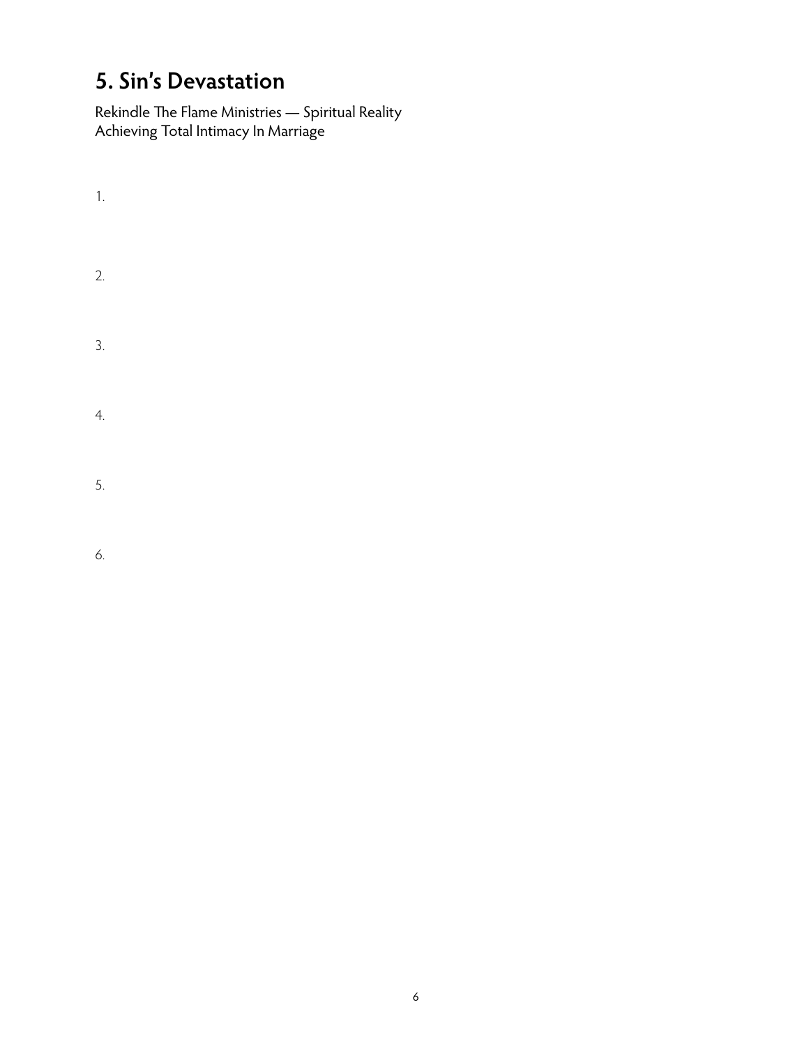# 5. Sin's Devastation

Rekindle The Flame Ministries — Spiritual Reality
Achieving Total Intimacy In Marriage

1.

2.

3.

4.

5.

6.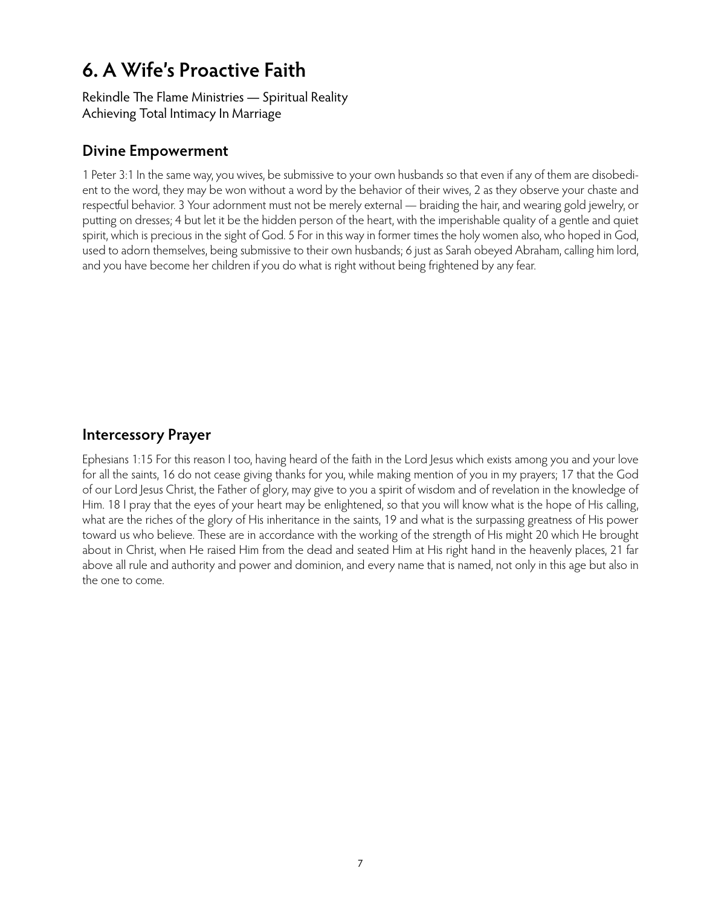# 6. A Wife's Proactive Faith

Rekindle The Flame Ministries — Spiritual Reality
Achieving Total Intimacy In Marriage

## Divine Empowerment

1 Peter 3:1 In the same way, you wives, be submissive to your own husbands so that even if any of them are disobedient to the word, they may be won without a word by the behavior of their wives, 2 as they observe your chaste and respectful behavior. 3 Your adornment must not be merely external — braiding the hair, and wearing gold jewelry, or putting on dresses; 4 but let it be the hidden person of the heart, with the imperishable quality of a gentle and quiet spirit, which is precious in the sight of God. 5 For in this way in former times the holy women also, who hoped in God, used to adorn themselves, being submissive to their own husbands; 6 just as Sarah obeyed Abraham, calling him lord, and you have become her children if you do what is right without being frightened by any fear.

## Intercessory Prayer

Ephesians 1:15 For this reason I too, having heard of the faith in the Lord Jesus which exists among you and your love for all the saints, 16 do not cease giving thanks for you, while making mention of you in my prayers; 17 that the God of our Lord Jesus Christ, the Father of glory, may give to you a spirit of wisdom and of revelation in the knowledge of Him. 18 I pray that the eyes of your heart may be enlightened, so that you will know what is the hope of His calling, what are the riches of the glory of His inheritance in the saints, 19 and what is the surpassing greatness of His power toward us who believe. These are in accordance with the working of the strength of His might 20 which He brought about in Christ, when He raised Him from the dead and seated Him at His right hand in the heavenly places, 21 far above all rule and authority and power and dominion, and every name that is named, not only in this age but also in the one to come.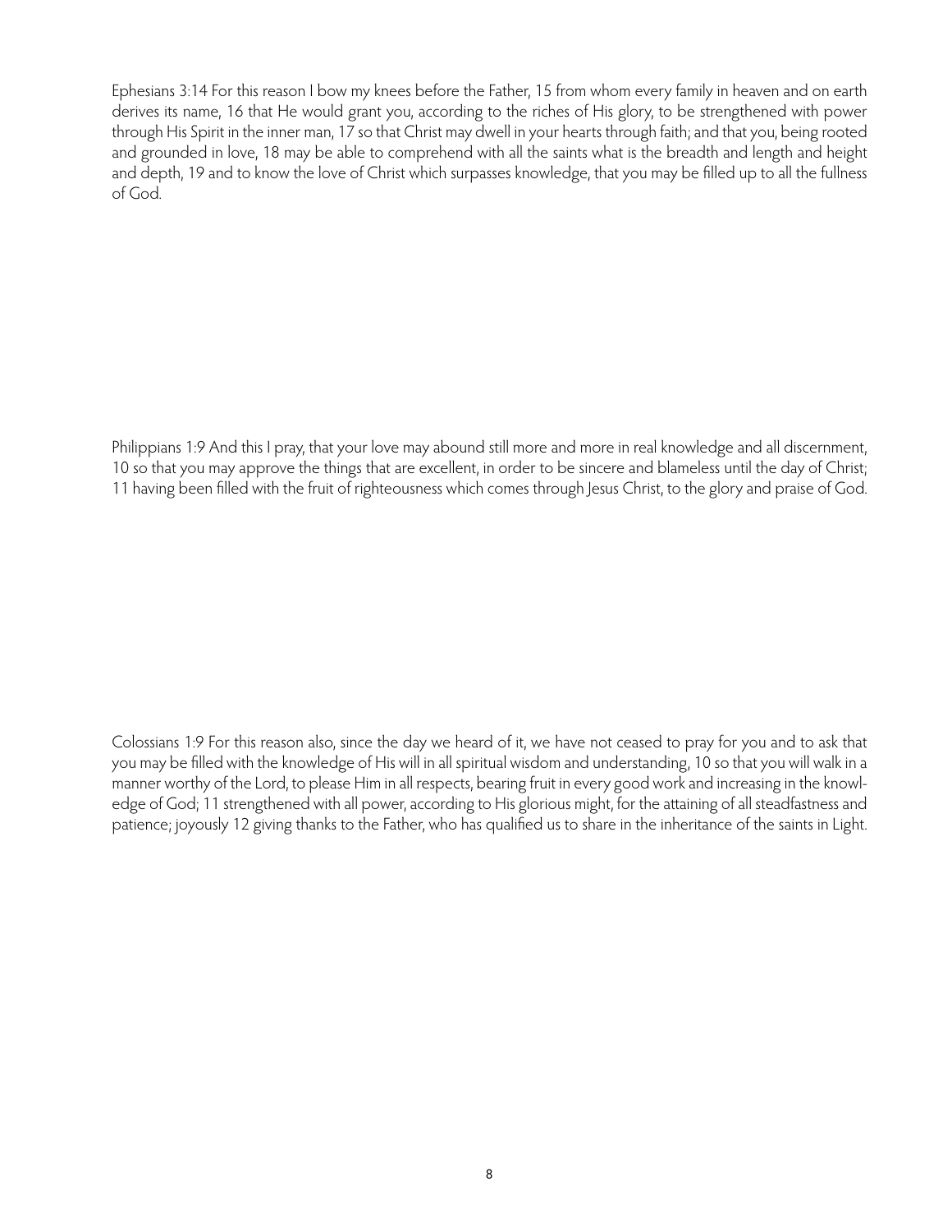Ephesians 3:14 For this reason I bow my knees before the Father, 15 from whom every family in heaven and on earth derives its name, 16 that He would grant you, according to the riches of His glory, to be strengthened with power through His Spirit in the inner man, 17 so that Christ may dwell in your hearts through faith; and that you, being rooted and grounded in love, 18 may be able to comprehend with all the saints what is the breadth and length and height and depth, 19 and to know the love of Christ which surpasses knowledge, that you may be filled up to all the fullness of God.

Philippians 1:9 And this I pray, that your love may abound still more and more in real knowledge and all discernment, 10 so that you may approve the things that are excellent, in order to be sincere and blameless until the day of Christ; 11 having been filled with the fruit of righteousness which comes through Jesus Christ, to the glory and praise of God.

Colossians 1:9 For this reason also, since the day we heard of it, we have not ceased to pray for you and to ask that you may be filled with the knowledge of His will in all spiritual wisdom and understanding, 10 so that you will walk in a manner worthy of the Lord, to please Him in all respects, bearing fruit in every good work and increasing in the knowledge of God; 11 strengthened with all power, according to His glorious might, for the attaining of all steadfastness and patience; joyously 12 giving thanks to the Father, who has qualified us to share in the inheritance of the saints in Light.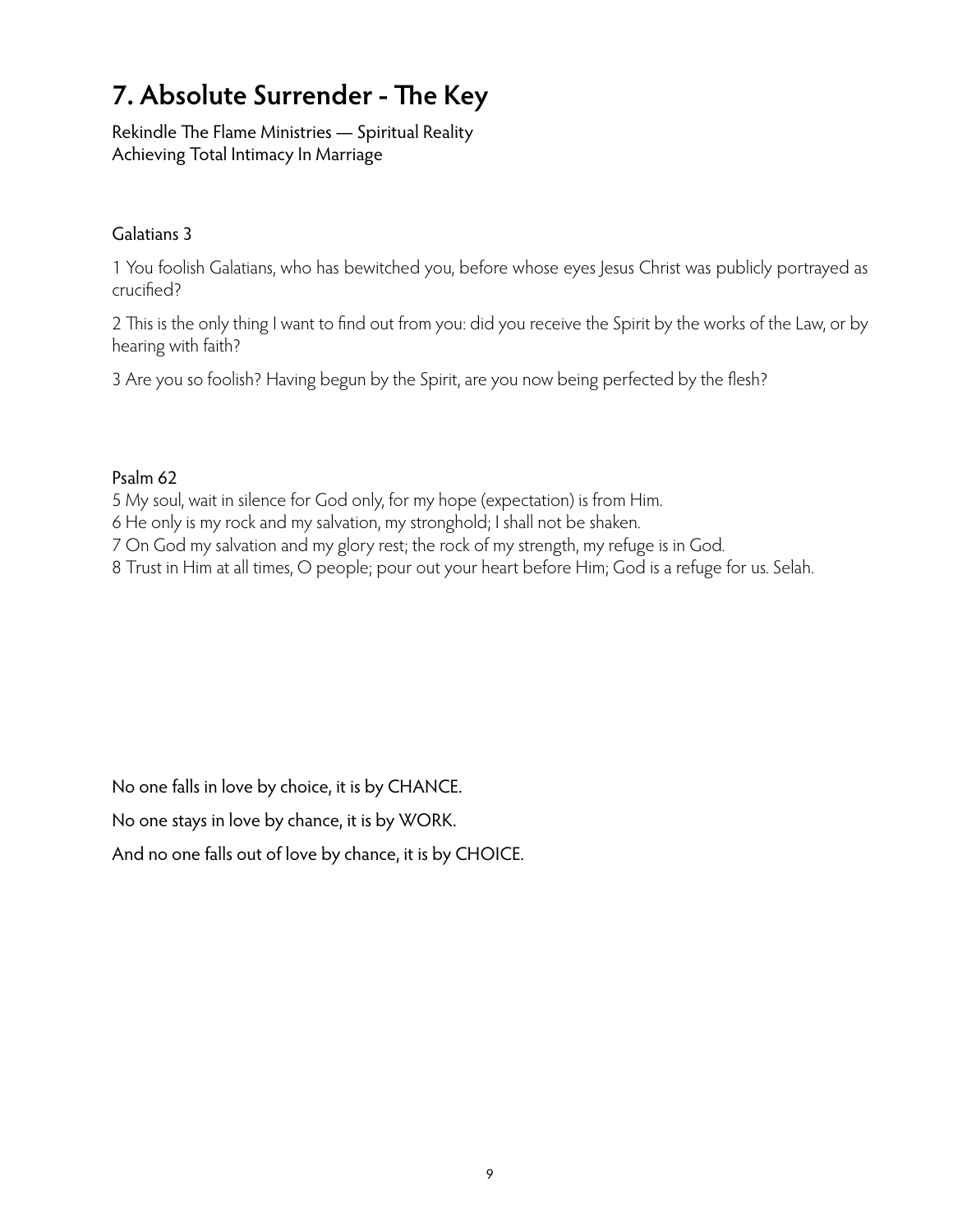# 7. Absolute Surrender - The Key

Rekindle The Flame Ministries — Spiritual Reality
Achieving Total Intimacy In Marriage

Galatians 3

1 You foolish Galatians, who has bewitched you, before whose eyes Jesus Christ was publicly portrayed as crucified?

2 This is the only thing I want to find out from you: did you receive the Spirit by the works of the Law, or by hearing with faith?

3 Are you so foolish? Having begun by the Spirit, are you now being perfected by the flesh?

Psalm 62
5 My soul, wait in silence for God only, for my hope (expectation) is from Him.
6 He only is my rock and my salvation, my stronghold; I shall not be shaken.
7 On God my salvation and my glory rest; the rock of my strength, my refuge is in God.
8 Trust in Him at all times, O people; pour out your heart before Him; God is a refuge for us. Selah.

No one falls in love by choice, it is by CHANCE.

No one stays in love by chance, it is by WORK.

And no one falls out of love by chance, it is by CHOICE.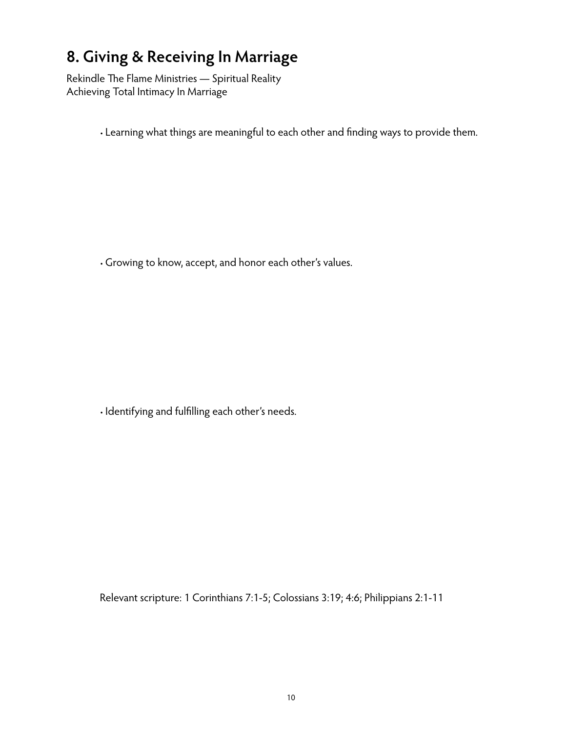# 8. Giving & Receiving In Marriage

Rekindle The Flame Ministries — Spiritual Reality
Achieving Total Intimacy In Marriage

- Learning what things are meaningful to each other and finding ways to provide them.

- Growing to know, accept, and honor each other's values.

- Identifying and fulfilling each other's needs.

Relevant scripture: 1 Corinthians 7:1-5; Colossians 3:19; 4:6; Philippians 2:1-11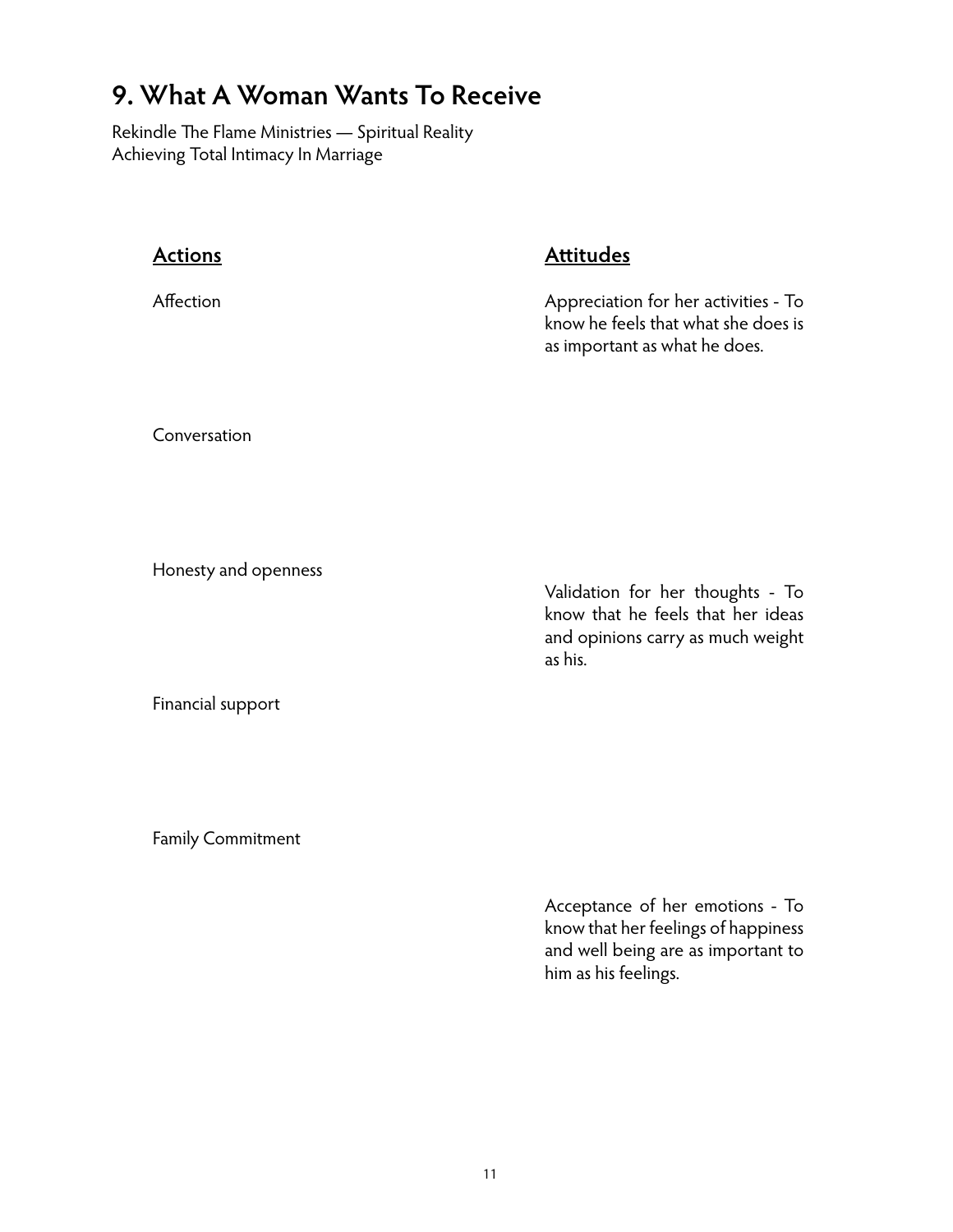## 9. What A Woman Wants To Receive

Rekindle The Flame Ministries — Spiritual Reality
Achieving Total Intimacy In Marriage

### Actions

Affection

Conversation

Honesty and openness

Financial support

Family Commitment

### Attitudes

Appreciation for her activities - To know he feels that what she does is as important as what he does.

Validation for her thoughts - To know that he feels that her ideas and opinions carry as much weight as his.

Acceptance of her emotions - To know that her feelings of happiness and well being are as important to him as his feelings.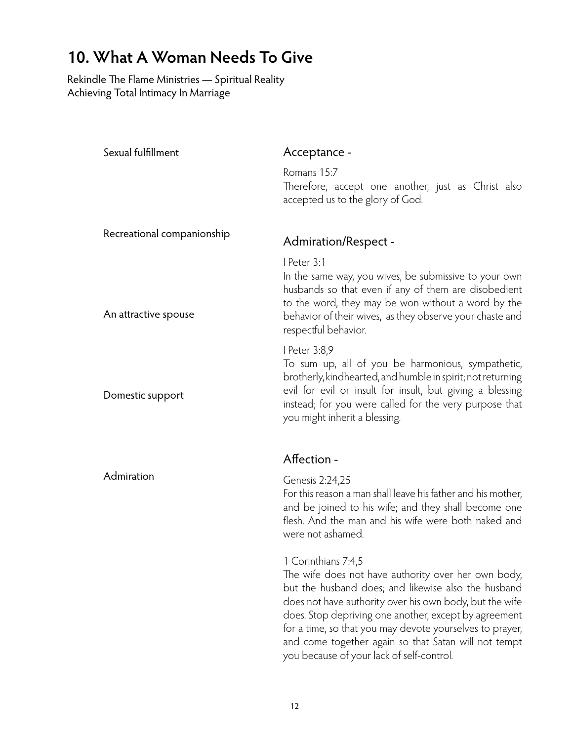# 10. What A Woman Needs To Give

Rekindle The Flame Ministries — Spiritual Reality
Achieving Total Intimacy In Marriage

Sexual fulfillment

Recreational companionship

An attractive spouse

Domestic support

Admiration

### Acceptance -

Romans 15:7
Therefore, accept one another, just as Christ also accepted us to the glory of God.

### Admiration/Respect -

I Peter 3:1
In the same way, you wives, be submissive to your own husbands so that even if any of them are disobedient to the word, they may be won without a word by the behavior of their wives, as they observe your chaste and respectful behavior.

I Peter 3:8,9
To sum up, all of you be harmonious, sympathetic, brotherly, kindhearted, and humble in spirit; not returning evil for evil or insult for insult, but giving a blessing instead; for you were called for the very purpose that you might inherit a blessing.

### Affection -

Genesis 2:24,25
For this reason a man shall leave his father and his mother, and be joined to his wife; and they shall become one flesh. And the man and his wife were both naked and were not ashamed.

1 Corinthians 7:4,5
The wife does not have authority over her own body, but the husband does; and likewise also the husband does not have authority over his own body, but the wife does. Stop depriving one another, except by agreement for a time, so that you may devote yourselves to prayer, and come together again so that Satan will not tempt you because of your lack of self-control.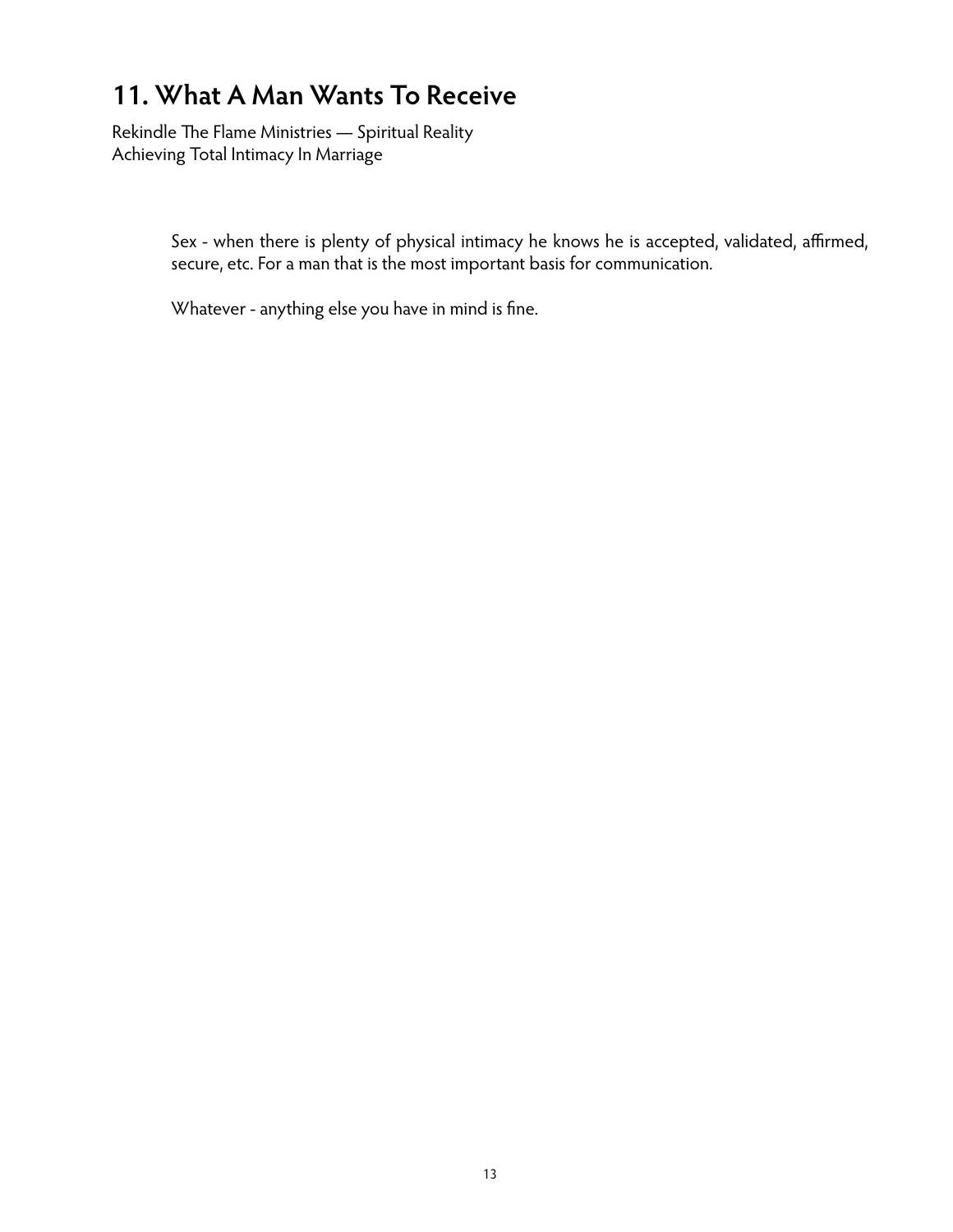# 11. What A Man Wants To Receive

Rekindle The Flame Ministries — Spiritual Reality
Achieving Total Intimacy In Marriage

Sex - when there is plenty of physical intimacy he knows he is accepted, validated, affirmed, secure, etc. For a man that is the most important basis for communication.

Whatever - anything else you have in mind is fine.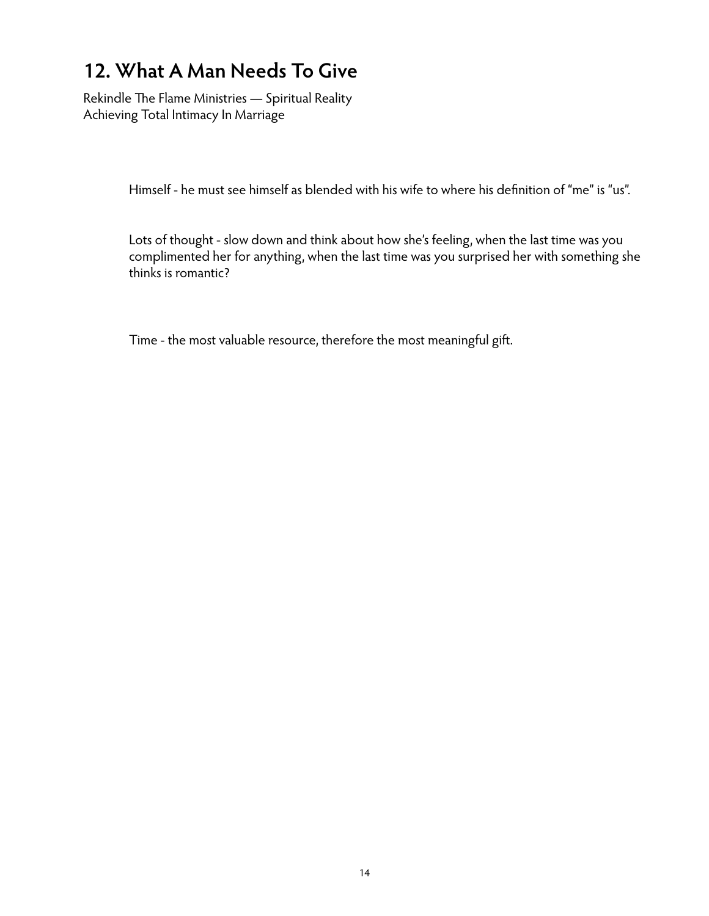# 12. What A Man Needs To Give

Rekindle The Flame Ministries — Spiritual Reality
Achieving Total Intimacy In Marriage

Himself - he must see himself as blended with his wife to where his definition of "me" is "us".

Lots of thought - slow down and think about how she's feeling, when the last time was you complimented her for anything, when the last time was you surprised her with something she thinks is romantic?

Time - the most valuable resource, therefore the most meaningful gift.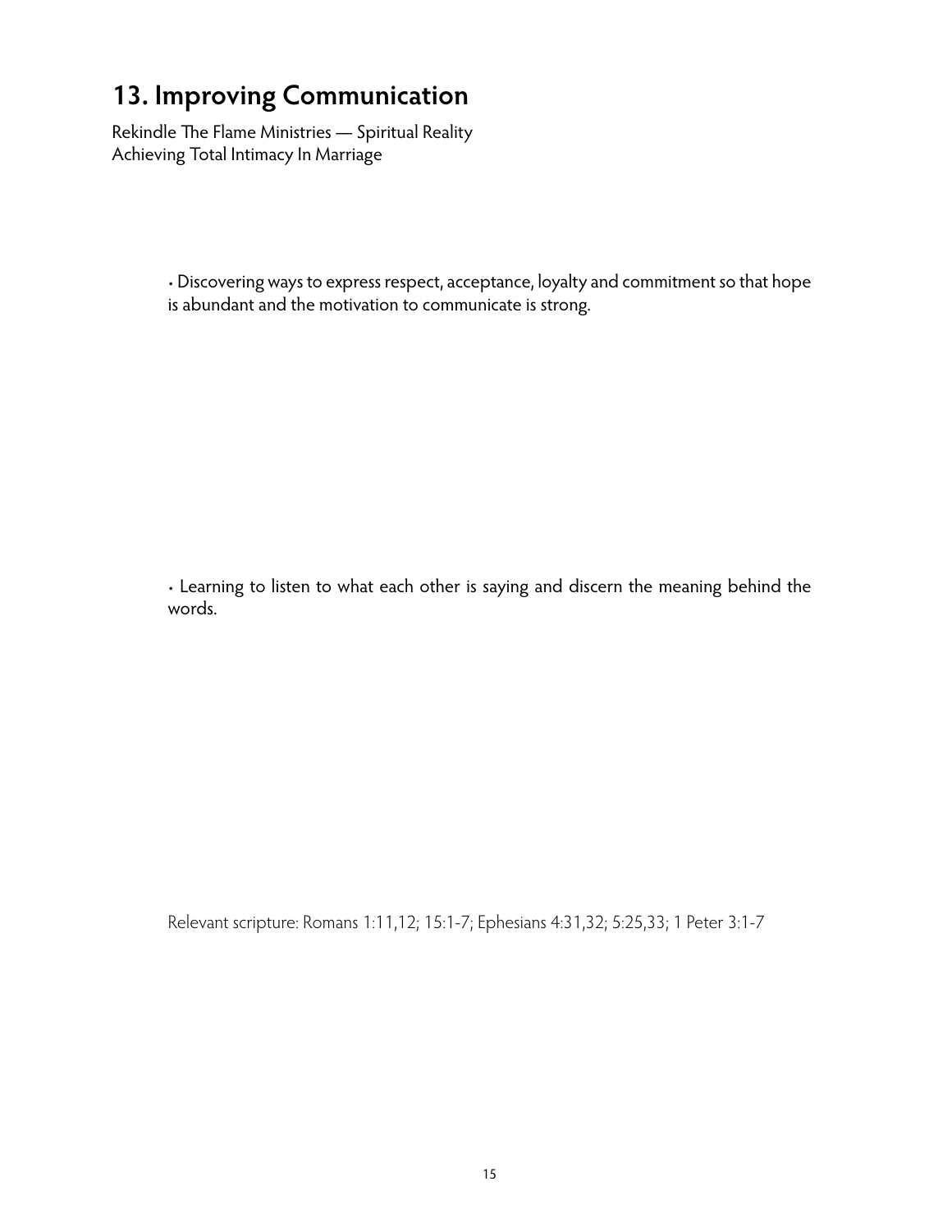## 13. Improving Communication

Rekindle The Flame Ministries — Spiritual Reality
Achieving Total Intimacy In Marriage

- Discovering ways to express respect, acceptance, loyalty and commitment so that hope is abundant and the motivation to communicate is strong.

- Learning to listen to what each other is saying and discern the meaning behind the words.

Relevant scripture: Romans 1:11,12; 15:1-7; Ephesians 4:31,32; 5:25,33; 1 Peter 3:1-7